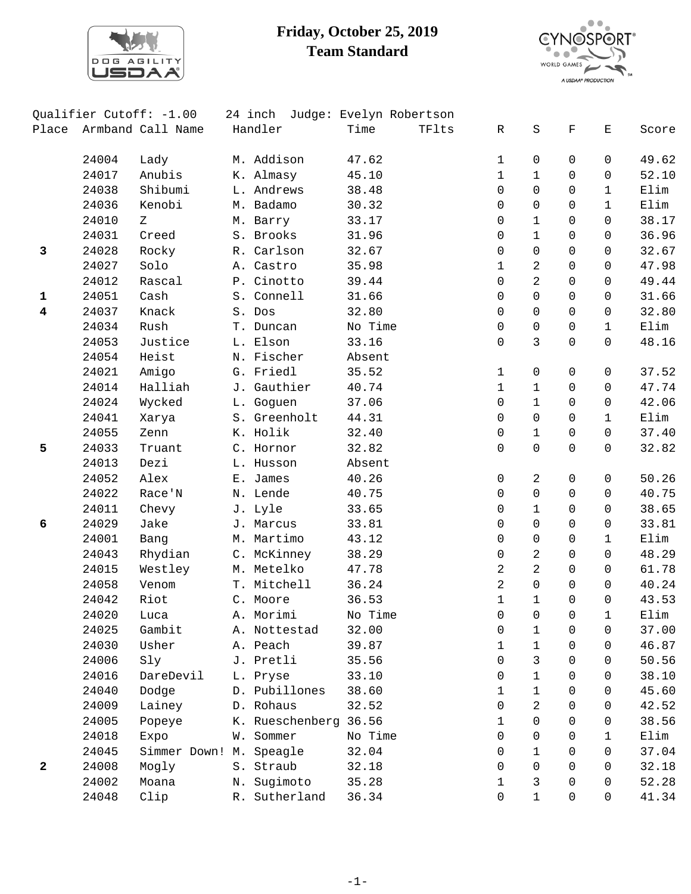# Friday, October 25, 2019
## Team Standard

Qualifier Cutoff: -1.00    24 inch    Judge: Evelyn Robertson

| Place | Armband | Call Name | Handler | Time | TFlts | R | S | F | E | Score |
|---|---|---|---|---|---|---|---|---|---|---|
| | 24004 | Lady | M. Addison | 47.62 | | 1 | 0 | 0 | 0 | 49.62 |
| | 24017 | Anubis | K. Almasy | 45.10 | | 1 | 1 | 0 | 0 | 52.10 |
| | 24038 | Shibumi | L. Andrews | 38.48 | | 0 | 0 | 0 | 1 | Elim |
| | 24036 | Kenobi | M. Badamo | 30.32 | | 0 | 0 | 0 | 1 | Elim |
| | 24010 | Z | M. Barry | 33.17 | | 0 | 1 | 0 | 0 | 38.17 |
| | 24031 | Creed | S. Brooks | 31.96 | | 0 | 1 | 0 | 0 | 36.96 |
| **3** | 24028 | Rocky | R. Carlson | 32.67 | | 0 | 0 | 0 | 0 | 32.67 |
| | 24027 | Solo | A. Castro | 35.98 | | 1 | 2 | 0 | 0 | 47.98 |
| | 24012 | Rascal | P. Cinotto | 39.44 | | 0 | 2 | 0 | 0 | 49.44 |
| **1** | 24051 | Cash | S. Connell | 31.66 | | 0 | 0 | 0 | 0 | 31.66 |
| **4** | 24037 | Knack | S. Dos | 32.80 | | 0 | 0 | 0 | 0 | 32.80 |
| | 24034 | Rush | T. Duncan | No Time | | 0 | 0 | 0 | 1 | Elim |
| | 24053 | Justice | L. Elson | 33.16 | | 0 | 3 | 0 | 0 | 48.16 |
| | 24054 | Heist | N. Fischer | Absent | | | | | | |
| | 24021 | Amigo | G. Friedl | 35.52 | | 1 | 0 | 0 | 0 | 37.52 |
| | 24014 | Halliah | J. Gauthier | 40.74 | | 1 | 1 | 0 | 0 | 47.74 |
| | 24024 | Wycked | L. Goguen | 37.06 | | 0 | 1 | 0 | 0 | 42.06 |
| | 24041 | Xarya | S. Greenholt | 44.31 | | 0 | 0 | 0 | 1 | Elim |
| | 24055 | Zenn | K. Holik | 32.40 | | 0 | 1 | 0 | 0 | 37.40 |
| **5** | 24033 | Truant | C. Hornor | 32.82 | | 0 | 0 | 0 | 0 | 32.82 |
| | 24013 | Dezi | L. Husson | Absent | | | | | | |
| | 24052 | Alex | E. James | 40.26 | | 0 | 2 | 0 | 0 | 50.26 |
| | 24022 | Race'N | N. Lende | 40.75 | | 0 | 0 | 0 | 0 | 40.75 |
| | 24011 | Chevy | J. Lyle | 33.65 | | 0 | 1 | 0 | 0 | 38.65 |
| **6** | 24029 | Jake | J. Marcus | 33.81 | | 0 | 0 | 0 | 0 | 33.81 |
| | 24001 | Bang | M. Martimo | 43.12 | | 0 | 0 | 0 | 1 | Elim |
| | 24043 | Rhydian | C. McKinney | 38.29 | | 0 | 2 | 0 | 0 | 48.29 |
| | 24015 | Westley | M. Metelko | 47.78 | | 2 | 2 | 0 | 0 | 61.78 |
| | 24058 | Venom | T. Mitchell | 36.24 | | 2 | 0 | 0 | 0 | 40.24 |
| | 24042 | Riot | C. Moore | 36.53 | | 1 | 1 | 0 | 0 | 43.53 |
| | 24020 | Luca | A. Morimi | No Time | | 0 | 0 | 0 | 1 | Elim |
| | 24025 | Gambit | A. Nottestad | 32.00 | | 0 | 1 | 0 | 0 | 37.00 |
| | 24030 | Usher | A. Peach | 39.87 | | 1 | 1 | 0 | 0 | 46.87 |
| | 24006 | Sly | J. Pretli | 35.56 | | 0 | 3 | 0 | 0 | 50.56 |
| | 24016 | DareDevil | L. Pryse | 33.10 | | 0 | 1 | 0 | 0 | 38.10 |
| | 24040 | Dodge | D. Pubillones | 38.60 | | 1 | 1 | 0 | 0 | 45.60 |
| | 24009 | Lainey | D. Rohaus | 32.52 | | 0 | 2 | 0 | 0 | 42.52 |
| | 24005 | Popeye | K. Rueschenberg | 36.56 | | 1 | 0 | 0 | 0 | 38.56 |
| | 24018 | Expo | W. Sommer | No Time | | 0 | 0 | 0 | 1 | Elim |
| | 24045 | Simmer Down! | M. Speagle | 32.04 | | 0 | 1 | 0 | 0 | 37.04 |
| **2** | 24008 | Mogly | S. Straub | 32.18 | | 0 | 0 | 0 | 0 | 32.18 |
| | 24002 | Moana | N. Sugimoto | 35.28 | | 1 | 3 | 0 | 0 | 52.28 |
| | 24048 | Clip | R. Sutherland | 36.34 | | 0 | 1 | 0 | 0 | 41.34 |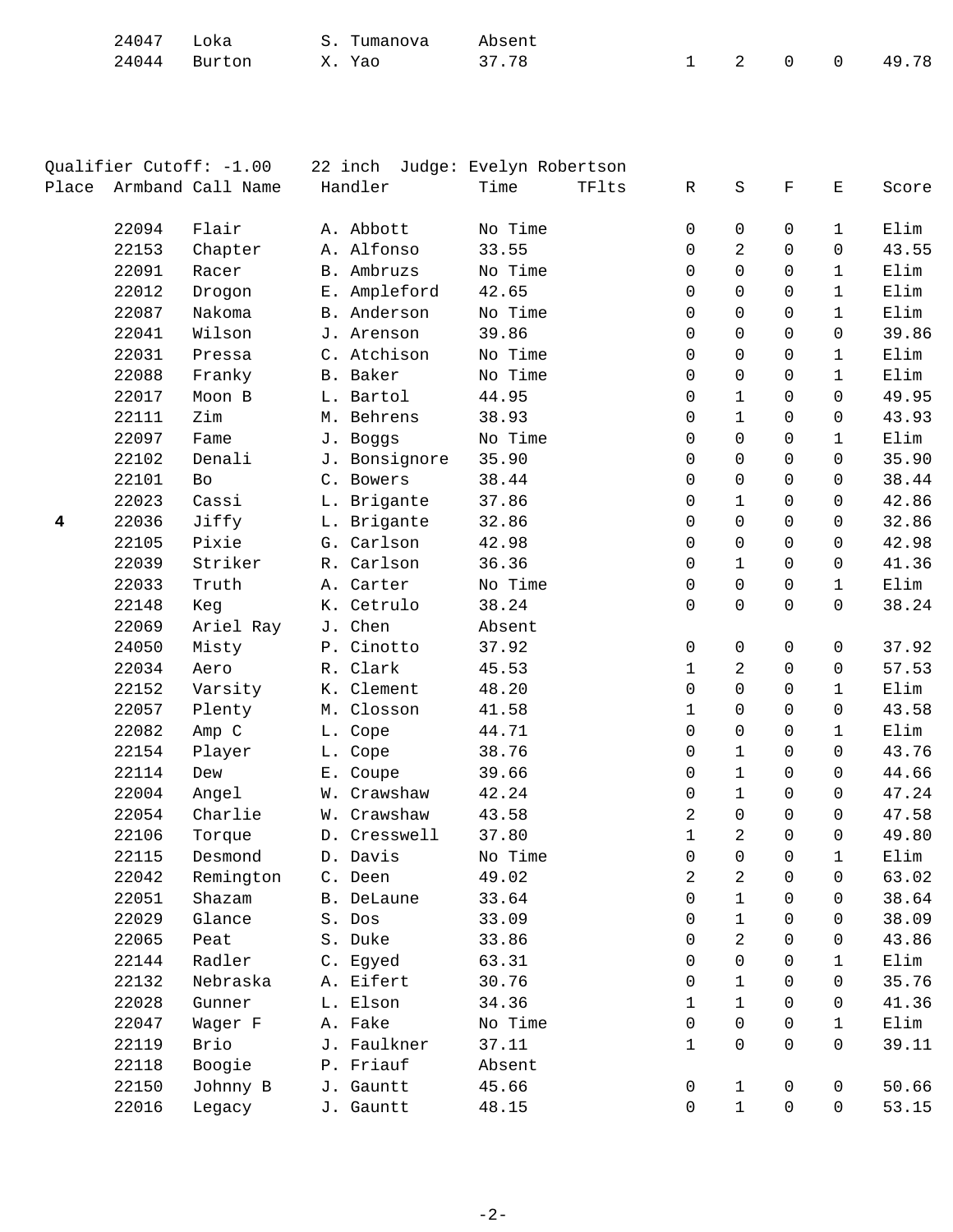| Place | Armband | Call Name | Handler | Time | TFlts | R | S | F | E | Score |
|---|---|---|---|---|---|---|---|---|---|---|
| | 24047 | Loka | S. Tumanova | Absent | | | | | | |
| | 24044 | Burton | X. Yao | 37.78 | | 1 | 2 | 0 | 0 | 49.78 |

Qualifier Cutoff: -1.00 22 inch Judge: Evelyn Robertson

| Place | Armband | Call Name | Handler | Time | TFlts | R | S | F | E | Score |
|---|---|---|---|---|---|---|---|---|---|---|
| | 22094 | Flair | A. Abbott | No Time | | 0 | 0 | 0 | 1 | Elim |
| | 22153 | Chapter | A. Alfonso | 33.55 | | 0 | 2 | 0 | 0 | 43.55 |
| | 22091 | Racer | B. Ambruzs | No Time | | 0 | 0 | 0 | 1 | Elim |
| | 22012 | Drogon | E. Ampleford | 42.65 | | 0 | 0 | 0 | 1 | Elim |
| | 22087 | Nakoma | B. Anderson | No Time | | 0 | 0 | 0 | 1 | Elim |
| | 22041 | Wilson | J. Arenson | 39.86 | | 0 | 0 | 0 | 0 | 39.86 |
| | 22031 | Pressa | C. Atchison | No Time | | 0 | 0 | 0 | 1 | Elim |
| | 22088 | Franky | B. Baker | No Time | | 0 | 0 | 0 | 1 | Elim |
| | 22017 | Moon B | L. Bartol | 44.95 | | 0 | 1 | 0 | 0 | 49.95 |
| | 22111 | Zim | M. Behrens | 38.93 | | 0 | 1 | 0 | 0 | 43.93 |
| | 22097 | Fame | J. Boggs | No Time | | 0 | 0 | 0 | 1 | Elim |
| | 22102 | Denali | J. Bonsignore | 35.90 | | 0 | 0 | 0 | 0 | 35.90 |
| | 22101 | Bo | C. Bowers | 38.44 | | 0 | 0 | 0 | 0 | 38.44 |
| | 22023 | Cassi | L. Brigante | 37.86 | | 0 | 1 | 0 | 0 | 42.86 |
| **4** | 22036 | Jiffy | L. Brigante | 32.86 | | 0 | 0 | 0 | 0 | 32.86 |
| | 22105 | Pixie | G. Carlson | 42.98 | | 0 | 0 | 0 | 0 | 42.98 |
| | 22039 | Striker | R. Carlson | 36.36 | | 0 | 1 | 0 | 0 | 41.36 |
| | 22033 | Truth | A. Carter | No Time | | 0 | 0 | 0 | 1 | Elim |
| | 22148 | Keg | K. Cetrulo | 38.24 | | 0 | 0 | 0 | 0 | 38.24 |
| | 22069 | Ariel Ray | J. Chen | Absent | | | | | | |
| | 24050 | Misty | P. Cinotto | 37.92 | | 0 | 0 | 0 | 0 | 37.92 |
| | 22034 | Aero | R. Clark | 45.53 | | 1 | 2 | 0 | 0 | 57.53 |
| | 22152 | Varsity | K. Clement | 48.20 | | 0 | 0 | 0 | 1 | Elim |
| | 22057 | Plenty | M. Closson | 41.58 | | 1 | 0 | 0 | 0 | 43.58 |
| | 22082 | Amp C | L. Cope | 44.71 | | 0 | 0 | 0 | 1 | Elim |
| | 22154 | Player | L. Cope | 38.76 | | 0 | 1 | 0 | 0 | 43.76 |
| | 22114 | Dew | E. Coupe | 39.66 | | 0 | 1 | 0 | 0 | 44.66 |
| | 22004 | Angel | W. Crawshaw | 42.24 | | 0 | 1 | 0 | 0 | 47.24 |
| | 22054 | Charlie | W. Crawshaw | 43.58 | | 2 | 0 | 0 | 0 | 47.58 |
| | 22106 | Torque | D. Cresswell | 37.80 | | 1 | 2 | 0 | 0 | 49.80 |
| | 22115 | Desmond | D. Davis | No Time | | 0 | 0 | 0 | 1 | Elim |
| | 22042 | Remington | C. Deen | 49.02 | | 2 | 2 | 0 | 0 | 63.02 |
| | 22051 | Shazam | B. DeLaune | 33.64 | | 0 | 1 | 0 | 0 | 38.64 |
| | 22029 | Glance | S. Dos | 33.09 | | 0 | 1 | 0 | 0 | 38.09 |
| | 22065 | Peat | S. Duke | 33.86 | | 0 | 2 | 0 | 0 | 43.86 |
| | 22144 | Radler | C. Egyed | 63.31 | | 0 | 0 | 0 | 1 | Elim |
| | 22132 | Nebraska | A. Eifert | 30.76 | | 0 | 1 | 0 | 0 | 35.76 |
| | 22028 | Gunner | L. Elson | 34.36 | | 1 | 1 | 0 | 0 | 41.36 |
| | 22047 | Wager F | A. Fake | No Time | | 0 | 0 | 0 | 1 | Elim |
| | 22119 | Brio | J. Faulkner | 37.11 | | 1 | 0 | 0 | 0 | 39.11 |
| | 22118 | Boogie | P. Friauf | Absent | | | | | | |
| | 22150 | Johnny B | J. Gauntt | 45.66 | | 0 | 1 | 0 | 0 | 50.66 |
| | 22016 | Legacy | J. Gauntt | 48.15 | | 0 | 1 | 0 | 0 | 53.15 |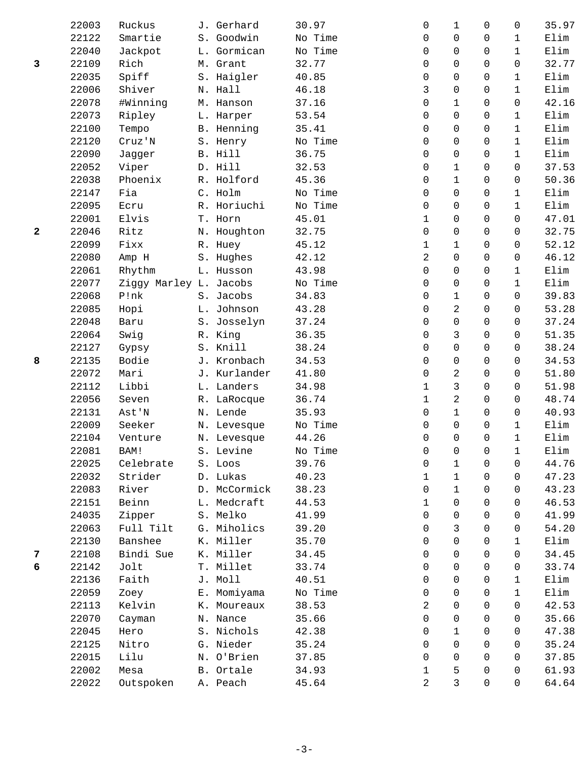| Place | Armband | Dog | Handler | Time | | | | | Score |
|---|---|---|---|---|---|---|---|---|---|
| | 22003 | Ruckus | J. Gerhard | 30.97 | 0 | 1 | 0 | 0 | 35.97 |
| | 22122 | Smartie | S. Goodwin | No Time | 0 | 0 | 0 | 1 | Elim |
| | 22040 | Jackpot | L. Gormican | No Time | 0 | 0 | 0 | 1 | Elim |
| **3** | 22109 | Rich | M. Grant | 32.77 | 0 | 0 | 0 | 0 | 32.77 |
| | 22035 | Spiff | S. Haigler | 40.85 | 0 | 0 | 0 | 1 | Elim |
| | 22006 | Shiver | N. Hall | 46.18 | 3 | 0 | 0 | 1 | Elim |
| | 22078 | #Winning | M. Hanson | 37.16 | 0 | 1 | 0 | 0 | 42.16 |
| | 22073 | Ripley | L. Harper | 53.54 | 0 | 0 | 0 | 1 | Elim |
| | 22100 | Tempo | B. Henning | 35.41 | 0 | 0 | 0 | 1 | Elim |
| | 22120 | Cruz'N | S. Henry | No Time | 0 | 0 | 0 | 1 | Elim |
| | 22090 | Jagger | B. Hill | 36.75 | 0 | 0 | 0 | 1 | Elim |
| | 22052 | Viper | D. Hill | 32.53 | 0 | 1 | 0 | 0 | 37.53 |
| | 22038 | Phoenix | R. Holford | 45.36 | 0 | 1 | 0 | 0 | 50.36 |
| | 22147 | Fia | C. Holm | No Time | 0 | 0 | 0 | 1 | Elim |
| | 22095 | Ecru | R. Horiuchi | No Time | 0 | 0 | 0 | 1 | Elim |
| | 22001 | Elvis | T. Horn | 45.01 | 1 | 0 | 0 | 0 | 47.01 |
| **2** | 22046 | Ritz | N. Houghton | 32.75 | 0 | 0 | 0 | 0 | 32.75 |
| | 22099 | Fixx | R. Huey | 45.12 | 1 | 1 | 0 | 0 | 52.12 |
| | 22080 | Amp H | S. Hughes | 42.12 | 2 | 0 | 0 | 0 | 46.12 |
| | 22061 | Rhythm | L. Husson | 43.98 | 0 | 0 | 0 | 1 | Elim |
| | 22077 | Ziggy Marley | L. Jacobs | No Time | 0 | 0 | 0 | 1 | Elim |
| | 22068 | P!nk | S. Jacobs | 34.83 | 0 | 1 | 0 | 0 | 39.83 |
| | 22085 | Hopi | L. Johnson | 43.28 | 0 | 2 | 0 | 0 | 53.28 |
| | 22048 | Baru | S. Josselyn | 37.24 | 0 | 0 | 0 | 0 | 37.24 |
| | 22064 | Swig | R. King | 36.35 | 0 | 3 | 0 | 0 | 51.35 |
| | 22127 | Gypsy | S. Knill | 38.24 | 0 | 0 | 0 | 0 | 38.24 |
| **8** | 22135 | Bodie | J. Kronbach | 34.53 | 0 | 0 | 0 | 0 | 34.53 |
| | 22072 | Mari | J. Kurlander | 41.80 | 0 | 2 | 0 | 0 | 51.80 |
| | 22112 | Libbi | L. Landers | 34.98 | 1 | 3 | 0 | 0 | 51.98 |
| | 22056 | Seven | R. LaRocque | 36.74 | 1 | 2 | 0 | 0 | 48.74 |
| | 22131 | Ast'N | N. Lende | 35.93 | 0 | 1 | 0 | 0 | 40.93 |
| | 22009 | Seeker | N. Levesque | No Time | 0 | 0 | 0 | 1 | Elim |
| | 22104 | Venture | N. Levesque | 44.26 | 0 | 0 | 0 | 1 | Elim |
| | 22081 | BAM! | S. Levine | No Time | 0 | 0 | 0 | 1 | Elim |
| | 22025 | Celebrate | S. Loos | 39.76 | 0 | 1 | 0 | 0 | 44.76 |
| | 22032 | Strider | D. Lukas | 40.23 | 1 | 1 | 0 | 0 | 47.23 |
| | 22083 | River | D. McCormick | 38.23 | 0 | 1 | 0 | 0 | 43.23 |
| | 22151 | Beinn | L. Medcraft | 44.53 | 1 | 0 | 0 | 0 | 46.53 |
| | 24035 | Zipper | S. Melko | 41.99 | 0 | 0 | 0 | 0 | 41.99 |
| | 22063 | Full Tilt | G. Miholics | 39.20 | 0 | 3 | 0 | 0 | 54.20 |
| | 22130 | Banshee | K. Miller | 35.70 | 0 | 0 | 0 | 1 | Elim |
| **7** | 22108 | Bindi Sue | K. Miller | 34.45 | 0 | 0 | 0 | 0 | 34.45 |
| **6** | 22142 | Jolt | T. Millet | 33.74 | 0 | 0 | 0 | 0 | 33.74 |
| | 22136 | Faith | J. Moll | 40.51 | 0 | 0 | 0 | 1 | Elim |
| | 22059 | Zoey | E. Momiyama | No Time | 0 | 0 | 0 | 1 | Elim |
| | 22113 | Kelvin | K. Moureaux | 38.53 | 2 | 0 | 0 | 0 | 42.53 |
| | 22070 | Cayman | N. Nance | 35.66 | 0 | 0 | 0 | 0 | 35.66 |
| | 22045 | Hero | S. Nichols | 42.38 | 0 | 1 | 0 | 0 | 47.38 |
| | 22125 | Nitro | G. Nieder | 35.24 | 0 | 0 | 0 | 0 | 35.24 |
| | 22015 | Lilu | N. O'Brien | 37.85 | 0 | 0 | 0 | 0 | 37.85 |
| | 22002 | Mesa | B. Ortale | 34.93 | 1 | 5 | 0 | 0 | 61.93 |
| | 22022 | Outspoken | A. Peach | 45.64 | 2 | 3 | 0 | 0 | 64.64 |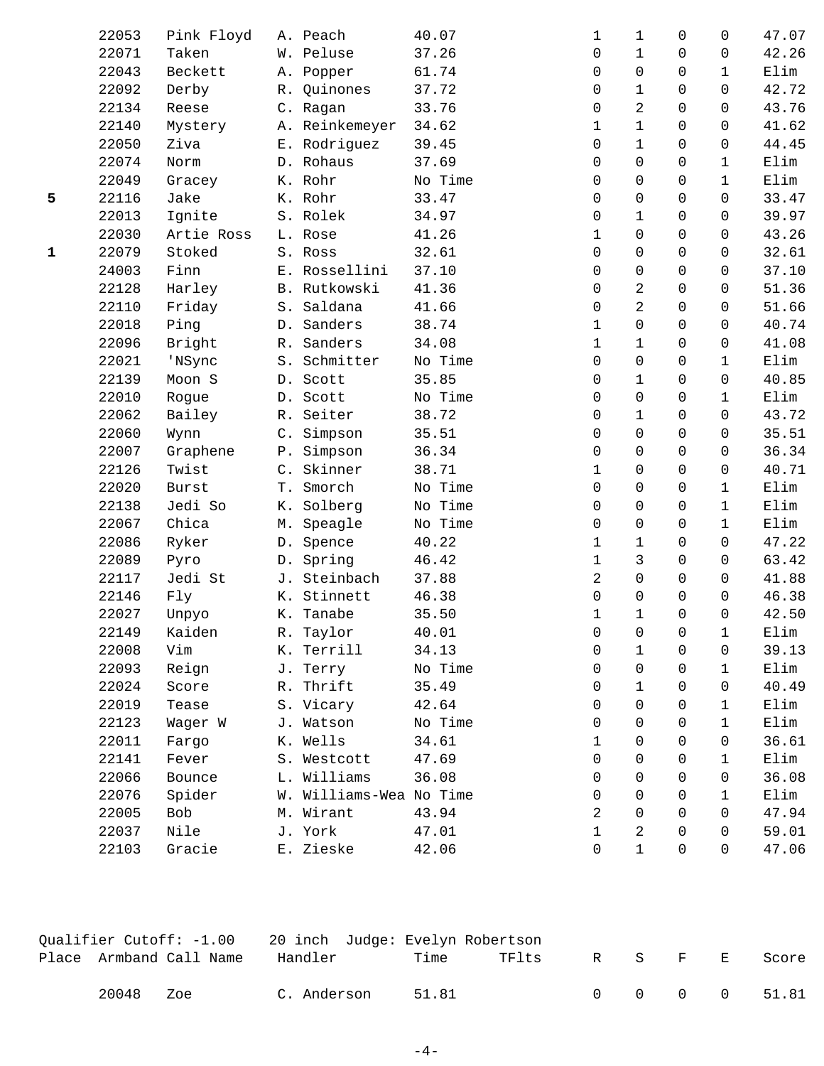| Place | Armband | Call Name | Handler | Time | TFlts | R | S | F | E | Score |
|---|---|---|---|---|---|---|---|---|---|---|
| | 22053 | Pink Floyd | A. Peach | 40.07 | | 1 | 1 | 0 | 0 | 47.07 |
| | 22071 | Taken | W. Peluse | 37.26 | | 0 | 1 | 0 | 0 | 42.26 |
| | 22043 | Beckett | A. Popper | 61.74 | | 0 | 0 | 0 | 1 | Elim |
| | 22092 | Derby | R. Quinones | 37.72 | | 0 | 1 | 0 | 0 | 42.72 |
| | 22134 | Reese | C. Ragan | 33.76 | | 0 | 2 | 0 | 0 | 43.76 |
| | 22140 | Mystery | A. Reinkemeyer | 34.62 | | 1 | 1 | 0 | 0 | 41.62 |
| | 22050 | Ziva | E. Rodriguez | 39.45 | | 0 | 1 | 0 | 0 | 44.45 |
| | 22074 | Norm | D. Rohaus | 37.69 | | 0 | 0 | 0 | 1 | Elim |
| | 22049 | Gracey | K. Rohr | No Time | | 0 | 0 | 0 | 1 | Elim |
| **5** | 22116 | Jake | K. Rohr | 33.47 | | 0 | 0 | 0 | 0 | 33.47 |
| | 22013 | Ignite | S. Rolek | 34.97 | | 0 | 1 | 0 | 0 | 39.97 |
| | 22030 | Artie Ross | L. Rose | 41.26 | | 1 | 0 | 0 | 0 | 43.26 |
| **1** | 22079 | Stoked | S. Ross | 32.61 | | 0 | 0 | 0 | 0 | 32.61 |
| | 24003 | Finn | E. Rossellini | 37.10 | | 0 | 0 | 0 | 0 | 37.10 |
| | 22128 | Harley | B. Rutkowski | 41.36 | | 0 | 2 | 0 | 0 | 51.36 |
| | 22110 | Friday | S. Saldana | 41.66 | | 0 | 2 | 0 | 0 | 51.66 |
| | 22018 | Ping | D. Sanders | 38.74 | | 1 | 0 | 0 | 0 | 40.74 |
| | 22096 | Bright | R. Sanders | 34.08 | | 1 | 1 | 0 | 0 | 41.08 |
| | 22021 | 'NSync | S. Schmitter | No Time | | 0 | 0 | 0 | 1 | Elim |
| | 22139 | Moon S | D. Scott | 35.85 | | 0 | 1 | 0 | 0 | 40.85 |
| | 22010 | Rogue | D. Scott | No Time | | 0 | 0 | 0 | 1 | Elim |
| | 22062 | Bailey | R. Seiter | 38.72 | | 0 | 1 | 0 | 0 | 43.72 |
| | 22060 | Wynn | C. Simpson | 35.51 | | 0 | 0 | 0 | 0 | 35.51 |
| | 22007 | Graphene | P. Simpson | 36.34 | | 0 | 0 | 0 | 0 | 36.34 |
| | 22126 | Twist | C. Skinner | 38.71 | | 1 | 0 | 0 | 0 | 40.71 |
| | 22020 | Burst | T. Smorch | No Time | | 0 | 0 | 0 | 1 | Elim |
| | 22138 | Jedi So | K. Solberg | No Time | | 0 | 0 | 0 | 1 | Elim |
| | 22067 | Chica | M. Speagle | No Time | | 0 | 0 | 0 | 1 | Elim |
| | 22086 | Ryker | D. Spence | 40.22 | | 1 | 1 | 0 | 0 | 47.22 |
| | 22089 | Pyro | D. Spring | 46.42 | | 1 | 3 | 0 | 0 | 63.42 |
| | 22117 | Jedi St | J. Steinbach | 37.88 | | 2 | 0 | 0 | 0 | 41.88 |
| | 22146 | Fly | K. Stinnett | 46.38 | | 0 | 0 | 0 | 0 | 46.38 |
| | 22027 | Unpyo | K. Tanabe | 35.50 | | 1 | 1 | 0 | 0 | 42.50 |
| | 22149 | Kaiden | R. Taylor | 40.01 | | 0 | 0 | 0 | 1 | Elim |
| | 22008 | Vim | K. Terrill | 34.13 | | 0 | 1 | 0 | 0 | 39.13 |
| | 22093 | Reign | J. Terry | No Time | | 0 | 0 | 0 | 1 | Elim |
| | 22024 | Score | R. Thrift | 35.49 | | 0 | 1 | 0 | 0 | 40.49 |
| | 22019 | Tease | S. Vicary | 42.64 | | 0 | 0 | 0 | 1 | Elim |
| | 22123 | Wager W | J. Watson | No Time | | 0 | 0 | 0 | 1 | Elim |
| | 22011 | Fargo | K. Wells | 34.61 | | 1 | 0 | 0 | 0 | 36.61 |
| | 22141 | Fever | S. Westcott | 47.69 | | 0 | 0 | 0 | 1 | Elim |
| | 22066 | Bounce | L. Williams | 36.08 | | 0 | 0 | 0 | 0 | 36.08 |
| | 22076 | Spider | W. Williams-Wea | No Time | | 0 | 0 | 0 | 1 | Elim |
| | 22005 | Bob | M. Wirant | 43.94 | | 2 | 0 | 0 | 0 | 47.94 |
| | 22037 | Nile | J. York | 47.01 | | 1 | 2 | 0 | 0 | 59.01 |
| | 22103 | Gracie | E. Zieske | 42.06 | | 0 | 1 | 0 | 0 | 47.06 |

Qualifier Cutoff: -1.00 20 inch Judge: Evelyn Robertson

| Place | Armband | Call Name | Handler | Time | TFlts | R | S | F | E | Score |
|---|---|---|---|---|---|---|---|---|---|---|
| | 20048 | Zoe | C. Anderson | 51.81 | | 0 | 0 | 0 | 0 | 51.81 |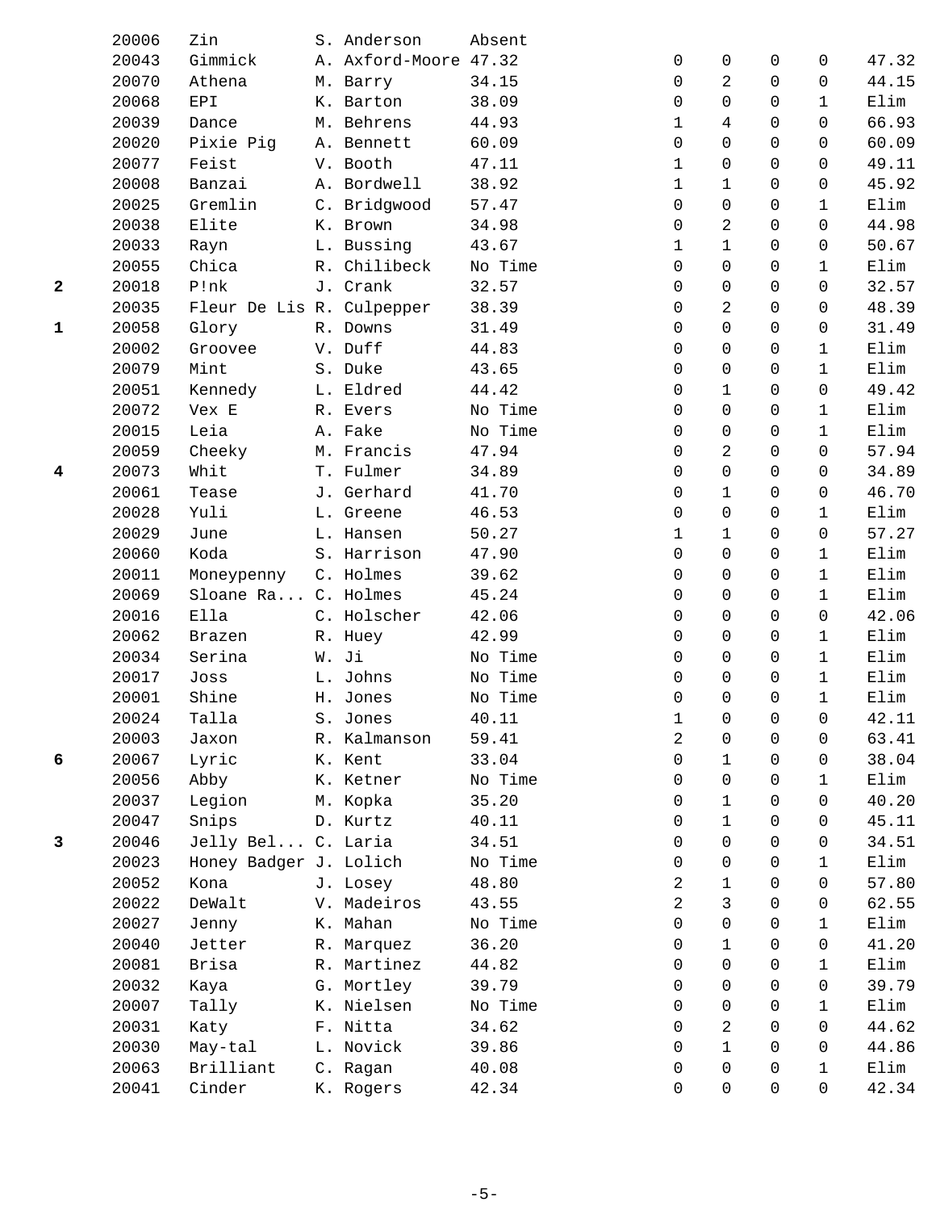| | | | | | | | | | |
|---|---|---|---|---|---|---|---|---|---|
| | 20006 | Zin | S. Anderson | Absent | | | | | |
| | 20043 | Gimmick | A. Axford-Moore | 47.32 | 0 | 0 | 0 | 0 | 47.32 |
| | 20070 | Athena | M. Barry | 34.15 | 0 | 2 | 0 | 0 | 44.15 |
| | 20068 | EPI | K. Barton | 38.09 | 0 | 0 | 0 | 1 | Elim |
| | 20039 | Dance | M. Behrens | 44.93 | 1 | 4 | 0 | 0 | 66.93 |
| | 20020 | Pixie Pig | A. Bennett | 60.09 | 0 | 0 | 0 | 0 | 60.09 |
| | 20077 | Feist | V. Booth | 47.11 | 1 | 0 | 0 | 0 | 49.11 |
| | 20008 | Banzai | A. Bordwell | 38.92 | 1 | 1 | 0 | 0 | 45.92 |
| | 20025 | Gremlin | C. Bridgwood | 57.47 | 0 | 0 | 0 | 1 | Elim |
| | 20038 | Elite | K. Brown | 34.98 | 0 | 2 | 0 | 0 | 44.98 |
| | 20033 | Rayn | L. Bussing | 43.67 | 1 | 1 | 0 | 0 | 50.67 |
| | 20055 | Chica | R. Chilibeck | No Time | 0 | 0 | 0 | 1 | Elim |
| **2** | 20018 | P!nk | J. Crank | 32.57 | 0 | 0 | 0 | 0 | 32.57 |
| | 20035 | Fleur De Lis | R. Culpepper | 38.39 | 0 | 2 | 0 | 0 | 48.39 |
| **1** | 20058 | Glory | R. Downs | 31.49 | 0 | 0 | 0 | 0 | 31.49 |
| | 20002 | Groovee | V. Duff | 44.83 | 0 | 0 | 0 | 1 | Elim |
| | 20079 | Mint | S. Duke | 43.65 | 0 | 0 | 0 | 1 | Elim |
| | 20051 | Kennedy | L. Eldred | 44.42 | 0 | 1 | 0 | 0 | 49.42 |
| | 20072 | Vex E | R. Evers | No Time | 0 | 0 | 0 | 1 | Elim |
| | 20015 | Leia | A. Fake | No Time | 0 | 0 | 0 | 1 | Elim |
| | 20059 | Cheeky | M. Francis | 47.94 | 0 | 2 | 0 | 0 | 57.94 |
| **4** | 20073 | Whit | T. Fulmer | 34.89 | 0 | 0 | 0 | 0 | 34.89 |
| | 20061 | Tease | J. Gerhard | 41.70 | 0 | 1 | 0 | 0 | 46.70 |
| | 20028 | Yuli | L. Greene | 46.53 | 0 | 0 | 0 | 1 | Elim |
| | 20029 | June | L. Hansen | 50.27 | 1 | 1 | 0 | 0 | 57.27 |
| | 20060 | Koda | S. Harrison | 47.90 | 0 | 0 | 0 | 1 | Elim |
| | 20011 | Moneypenny | C. Holmes | 39.62 | 0 | 0 | 0 | 1 | Elim |
| | 20069 | Sloane Ra... | C. Holmes | 45.24 | 0 | 0 | 0 | 1 | Elim |
| | 20016 | Ella | C. Holscher | 42.06 | 0 | 0 | 0 | 0 | 42.06 |
| | 20062 | Brazen | R. Huey | 42.99 | 0 | 0 | 0 | 1 | Elim |
| | 20034 | Serina | W. Ji | No Time | 0 | 0 | 0 | 1 | Elim |
| | 20017 | Joss | L. Johns | No Time | 0 | 0 | 0 | 1 | Elim |
| | 20001 | Shine | H. Jones | No Time | 0 | 0 | 0 | 1 | Elim |
| | 20024 | Talla | S. Jones | 40.11 | 1 | 0 | 0 | 0 | 42.11 |
| | 20003 | Jaxon | R. Kalmanson | 59.41 | 2 | 0 | 0 | 0 | 63.41 |
| **6** | 20067 | Lyric | K. Kent | 33.04 | 0 | 1 | 0 | 0 | 38.04 |
| | 20056 | Abby | K. Ketner | No Time | 0 | 0 | 0 | 1 | Elim |
| | 20037 | Legion | M. Kopka | 35.20 | 0 | 1 | 0 | 0 | 40.20 |
| | 20047 | Snips | D. Kurtz | 40.11 | 0 | 1 | 0 | 0 | 45.11 |
| **3** | 20046 | Jelly Bel... | C. Laria | 34.51 | 0 | 0 | 0 | 0 | 34.51 |
| | 20023 | Honey Badger | J. Lolich | No Time | 0 | 0 | 0 | 1 | Elim |
| | 20052 | Kona | J. Losey | 48.80 | 2 | 1 | 0 | 0 | 57.80 |
| | 20022 | DeWalt | V. Madeiros | 43.55 | 2 | 3 | 0 | 0 | 62.55 |
| | 20027 | Jenny | K. Mahan | No Time | 0 | 0 | 0 | 1 | Elim |
| | 20040 | Jetter | R. Marquez | 36.20 | 0 | 1 | 0 | 0 | 41.20 |
| | 20081 | Brisa | R. Martinez | 44.82 | 0 | 0 | 0 | 1 | Elim |
| | 20032 | Kaya | G. Mortley | 39.79 | 0 | 0 | 0 | 0 | 39.79 |
| | 20007 | Tally | K. Nielsen | No Time | 0 | 0 | 0 | 1 | Elim |
| | 20031 | Katy | F. Nitta | 34.62 | 0 | 2 | 0 | 0 | 44.62 |
| | 20030 | May-tal | L. Novick | 39.86 | 0 | 1 | 0 | 0 | 44.86 |
| | 20063 | Brilliant | C. Ragan | 40.08 | 0 | 0 | 0 | 1 | Elim |
| | 20041 | Cinder | K. Rogers | 42.34 | 0 | 0 | 0 | 0 | 42.34 |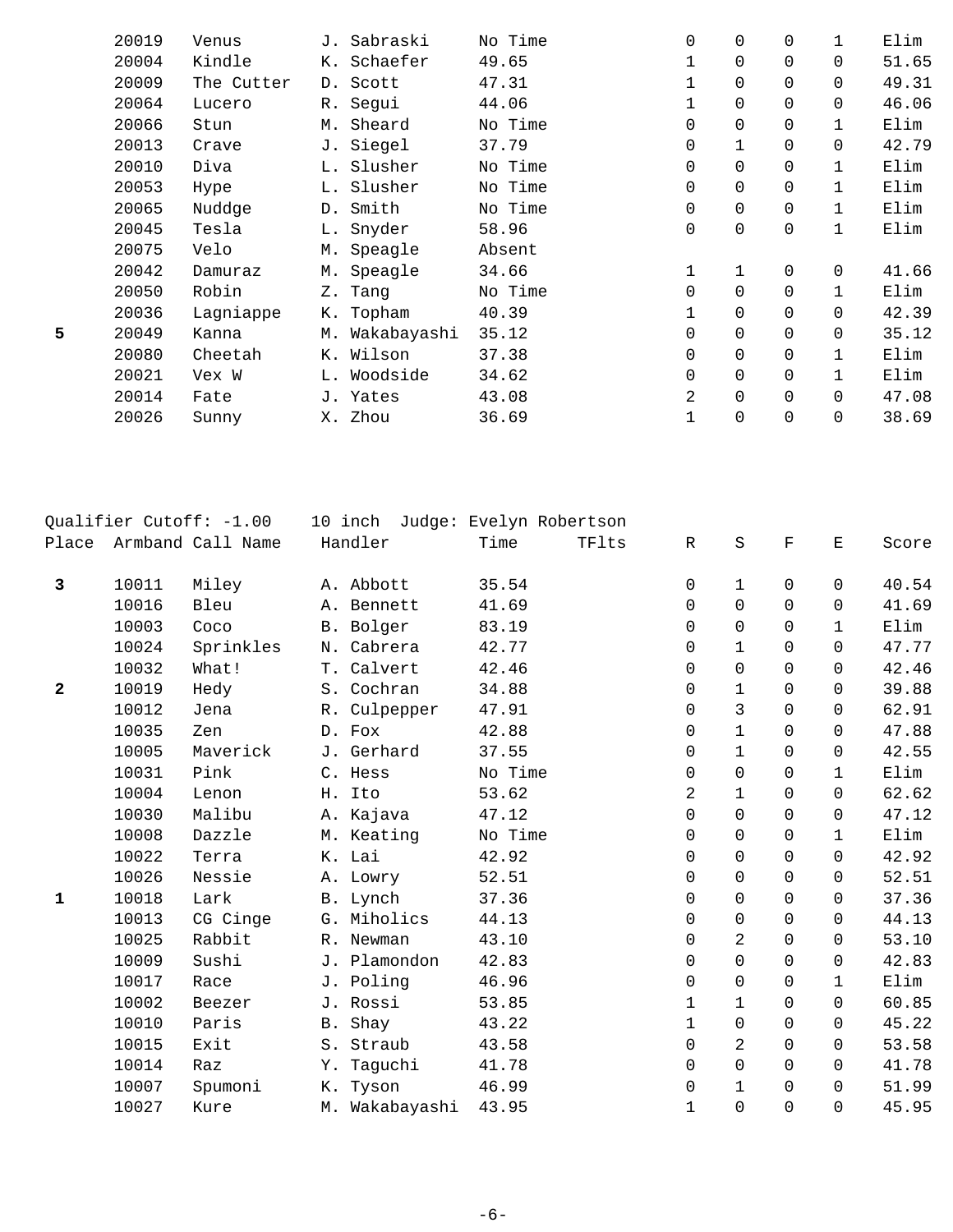| Place | Armband | Call Name | Handler | Time | TFlts | R | S | F | E | Score |
|---|---|---|---|---|---|---|---|---|---|---|
| | 20019 | Venus | J. Sabraski | No Time | | 0 | 0 | 0 | 1 | Elim |
| | 20004 | Kindle | K. Schaefer | 49.65 | | 1 | 0 | 0 | 0 | 51.65 |
| | 20009 | The Cutter | D. Scott | 47.31 | | 1 | 0 | 0 | 0 | 49.31 |
| | 20064 | Lucero | R. Segui | 44.06 | | 1 | 0 | 0 | 0 | 46.06 |
| | 20066 | Stun | M. Sheard | No Time | | 0 | 0 | 0 | 1 | Elim |
| | 20013 | Crave | J. Siegel | 37.79 | | 0 | 1 | 0 | 0 | 42.79 |
| | 20010 | Diva | L. Slusher | No Time | | 0 | 0 | 0 | 1 | Elim |
| | 20053 | Hype | L. Slusher | No Time | | 0 | 0 | 0 | 1 | Elim |
| | 20065 | Nuddge | D. Smith | No Time | | 0 | 0 | 0 | 1 | Elim |
| | 20045 | Tesla | L. Snyder | 58.96 | | 0 | 0 | 0 | 1 | Elim |
| | 20075 | Velo | M. Speagle | Absent | | | | | | |
| | 20042 | Damuraz | M. Speagle | 34.66 | | 1 | 1 | 0 | 0 | 41.66 |
| | 20050 | Robin | Z. Tang | No Time | | 0 | 0 | 0 | 1 | Elim |
| | 20036 | Lagniappe | K. Topham | 40.39 | | 1 | 0 | 0 | 0 | 42.39 |
| **5** | 20049 | Kanna | M. Wakabayashi | 35.12 | | 0 | 0 | 0 | 0 | 35.12 |
| | 20080 | Cheetah | K. Wilson | 37.38 | | 0 | 0 | 0 | 1 | Elim |
| | 20021 | Vex W | L. Woodside | 34.62 | | 0 | 0 | 0 | 1 | Elim |
| | 20014 | Fate | J. Yates | 43.08 | | 2 | 0 | 0 | 0 | 47.08 |
| | 20026 | Sunny | X. Zhou | 36.69 | | 1 | 0 | 0 | 0 | 38.69 |

Qualifier Cutoff: -1.00    10 inch  Judge: Evelyn Robertson

| Place | Armband | Call Name | Handler | Time | TFlts | R | S | F | E | Score |
|---|---|---|---|---|---|---|---|---|---|---|
| **3** | 10011 | Miley | A. Abbott | 35.54 | | 0 | 1 | 0 | 0 | 40.54 |
| | 10016 | Bleu | A. Bennett | 41.69 | | 0 | 0 | 0 | 0 | 41.69 |
| | 10003 | Coco | B. Bolger | 83.19 | | 0 | 0 | 0 | 1 | Elim |
| | 10024 | Sprinkles | N. Cabrera | 42.77 | | 0 | 1 | 0 | 0 | 47.77 |
| | 10032 | What! | T. Calvert | 42.46 | | 0 | 0 | 0 | 0 | 42.46 |
| **2** | 10019 | Hedy | S. Cochran | 34.88 | | 0 | 1 | 0 | 0 | 39.88 |
| | 10012 | Jena | R. Culpepper | 47.91 | | 0 | 3 | 0 | 0 | 62.91 |
| | 10035 | Zen | D. Fox | 42.88 | | 0 | 1 | 0 | 0 | 47.88 |
| | 10005 | Maverick | J. Gerhard | 37.55 | | 0 | 1 | 0 | 0 | 42.55 |
| | 10031 | Pink | C. Hess | No Time | | 0 | 0 | 0 | 1 | Elim |
| | 10004 | Lenon | H. Ito | 53.62 | | 2 | 1 | 0 | 0 | 62.62 |
| | 10030 | Malibu | A. Kajava | 47.12 | | 0 | 0 | 0 | 0 | 47.12 |
| | 10008 | Dazzle | M. Keating | No Time | | 0 | 0 | 0 | 1 | Elim |
| | 10022 | Terra | K. Lai | 42.92 | | 0 | 0 | 0 | 0 | 42.92 |
| | 10026 | Nessie | A. Lowry | 52.51 | | 0 | 0 | 0 | 0 | 52.51 |
| **1** | 10018 | Lark | B. Lynch | 37.36 | | 0 | 0 | 0 | 0 | 37.36 |
| | 10013 | CG Cinge | G. Miholics | 44.13 | | 0 | 0 | 0 | 0 | 44.13 |
| | 10025 | Rabbit | R. Newman | 43.10 | | 0 | 2 | 0 | 0 | 53.10 |
| | 10009 | Sushi | J. Plamondon | 42.83 | | 0 | 0 | 0 | 0 | 42.83 |
| | 10017 | Race | J. Poling | 46.96 | | 0 | 0 | 0 | 1 | Elim |
| | 10002 | Beezer | J. Rossi | 53.85 | | 1 | 1 | 0 | 0 | 60.85 |
| | 10010 | Paris | B. Shay | 43.22 | | 1 | 0 | 0 | 0 | 45.22 |
| | 10015 | Exit | S. Straub | 43.58 | | 0 | 2 | 0 | 0 | 53.58 |
| | 10014 | Raz | Y. Taguchi | 41.78 | | 0 | 0 | 0 | 0 | 41.78 |
| | 10007 | Spumoni | K. Tyson | 46.99 | | 0 | 1 | 0 | 0 | 51.99 |
| | 10027 | Kure | M. Wakabayashi | 43.95 | | 1 | 0 | 0 | 0 | 45.95 |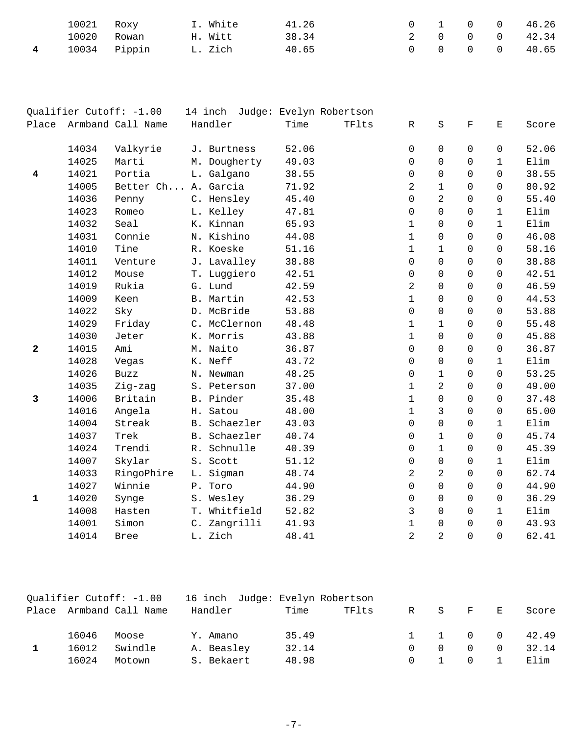| Place | Armband | Call Name | Handler | Time | TFlts | R | S | F | E | Score |
|---|---|---|---|---|---|---|---|---|---|---|
| | 10021 | Roxy | I. White | 41.26 | | 0 | 1 | 0 | 0 | 46.26 |
| | 10020 | Rowan | H. Witt | 38.34 | | 2 | 0 | 0 | 0 | 42.34 |
| **4** | 10034 | Pippin | L. Zich | 40.65 | | 0 | 0 | 0 | 0 | 40.65 |

Qualifier Cutoff: -1.00    14 inch  Judge: Evelyn Robertson

| Place | Armband | Call Name | Handler | Time | TFlts | R | S | F | E | Score |
|---|---|---|---|---|---|---|---|---|---|---|
| | 14034 | Valkyrie | J. Burtness | 52.06 | | 0 | 0 | 0 | 0 | 52.06 |
| | 14025 | Marti | M. Dougherty | 49.03 | | 0 | 0 | 0 | 1 | Elim |
| **4** | 14021 | Portia | L. Galgano | 38.55 | | 0 | 0 | 0 | 0 | 38.55 |
| | 14005 | Better Ch... | A. Garcia | 71.92 | | 2 | 1 | 0 | 0 | 80.92 |
| | 14036 | Penny | C. Hensley | 45.40 | | 0 | 2 | 0 | 0 | 55.40 |
| | 14023 | Romeo | L. Kelley | 47.81 | | 0 | 0 | 0 | 1 | Elim |
| | 14032 | Seal | K. Kinnan | 65.93 | | 1 | 0 | 0 | 1 | Elim |
| | 14031 | Connie | N. Kishino | 44.08 | | 1 | 0 | 0 | 0 | 46.08 |
| | 14010 | Tine | R. Koeske | 51.16 | | 1 | 1 | 0 | 0 | 58.16 |
| | 14011 | Venture | J. Lavalley | 38.88 | | 0 | 0 | 0 | 0 | 38.88 |
| | 14012 | Mouse | T. Luggiero | 42.51 | | 0 | 0 | 0 | 0 | 42.51 |
| | 14019 | Rukia | G. Lund | 42.59 | | 2 | 0 | 0 | 0 | 46.59 |
| | 14009 | Keen | B. Martin | 42.53 | | 1 | 0 | 0 | 0 | 44.53 |
| | 14022 | Sky | D. McBride | 53.88 | | 0 | 0 | 0 | 0 | 53.88 |
| | 14029 | Friday | C. McClernon | 48.48 | | 1 | 1 | 0 | 0 | 55.48 |
| | 14030 | Jeter | K. Morris | 43.88 | | 1 | 0 | 0 | 0 | 45.88 |
| **2** | 14015 | Ami | M. Naito | 36.87 | | 0 | 0 | 0 | 0 | 36.87 |
| | 14028 | Vegas | K. Neff | 43.72 | | 0 | 0 | 0 | 1 | Elim |
| | 14026 | Buzz | N. Newman | 48.25 | | 0 | 1 | 0 | 0 | 53.25 |
| | 14035 | Zig-zag | S. Peterson | 37.00 | | 1 | 2 | 0 | 0 | 49.00 |
| **3** | 14006 | Britain | B. Pinder | 35.48 | | 1 | 0 | 0 | 0 | 37.48 |
| | 14016 | Angela | H. Satou | 48.00 | | 1 | 3 | 0 | 0 | 65.00 |
| | 14004 | Streak | B. Schaezler | 43.03 | | 0 | 0 | 0 | 1 | Elim |
| | 14037 | Trek | B. Schaezler | 40.74 | | 0 | 1 | 0 | 0 | 45.74 |
| | 14024 | Trendi | R. Schnulle | 40.39 | | 0 | 1 | 0 | 0 | 45.39 |
| | 14007 | Skylar | S. Scott | 51.12 | | 0 | 0 | 0 | 1 | Elim |
| | 14033 | RingoPhire | L. Sigman | 48.74 | | 2 | 2 | 0 | 0 | 62.74 |
| | 14027 | Winnie | P. Toro | 44.90 | | 0 | 0 | 0 | 0 | 44.90 |
| **1** | 14020 | Synge | S. Wesley | 36.29 | | 0 | 0 | 0 | 0 | 36.29 |
| | 14008 | Hasten | T. Whitfield | 52.82 | | 3 | 0 | 0 | 1 | Elim |
| | 14001 | Simon | C. Zangrilli | 41.93 | | 1 | 0 | 0 | 0 | 43.93 |
| | 14014 | Bree | L. Zich | 48.41 | | 2 | 2 | 0 | 0 | 62.41 |

Qualifier Cutoff: -1.00    16 inch  Judge: Evelyn Robertson

| Place | Armband | Call Name | Handler | Time | TFlts | R | S | F | E | Score |
|---|---|---|---|---|---|---|---|---|---|---|
| | 16046 | Moose | Y. Amano | 35.49 | | 1 | 1 | 0 | 0 | 42.49 |
| **1** | 16012 | Swindle | A. Beasley | 32.14 | | 0 | 0 | 0 | 0 | 32.14 |
| | 16024 | Motown | S. Bekaert | 48.98 | | 0 | 1 | 0 | 1 | Elim |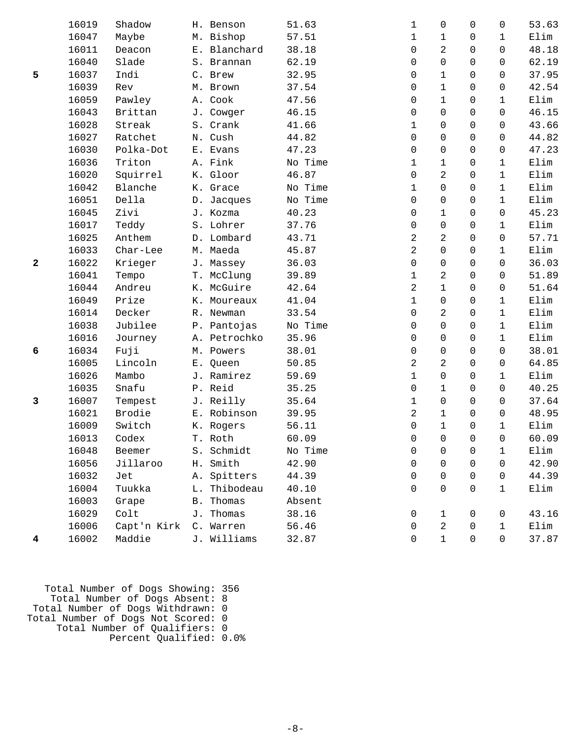| | | | | | | | | | |
|---|---|---|---|---|---|---|---|---|---|
| | 16019 | Shadow | H. Benson | 51.63 | 1 | 0 | 0 | 0 | 53.63 |
| | 16047 | Maybe | M. Bishop | 57.51 | 1 | 1 | 0 | 1 | Elim |
| | 16011 | Deacon | E. Blanchard | 38.18 | 0 | 2 | 0 | 0 | 48.18 |
| | 16040 | Slade | S. Brannan | 62.19 | 0 | 0 | 0 | 0 | 62.19 |
| **5** | 16037 | Indi | C. Brew | 32.95 | 0 | 1 | 0 | 0 | 37.95 |
| | 16039 | Rev | M. Brown | 37.54 | 0 | 1 | 0 | 0 | 42.54 |
| | 16059 | Pawley | A. Cook | 47.56 | 0 | 1 | 0 | 1 | Elim |
| | 16043 | Brittan | J. Cowger | 46.15 | 0 | 0 | 0 | 0 | 46.15 |
| | 16028 | Streak | S. Crank | 41.66 | 1 | 0 | 0 | 0 | 43.66 |
| | 16027 | Ratchet | N. Cush | 44.82 | 0 | 0 | 0 | 0 | 44.82 |
| | 16030 | Polka-Dot | E. Evans | 47.23 | 0 | 0 | 0 | 0 | 47.23 |
| | 16036 | Triton | A. Fink | No Time | 1 | 1 | 0 | 1 | Elim |
| | 16020 | Squirrel | K. Gloor | 46.87 | 0 | 2 | 0 | 1 | Elim |
| | 16042 | Blanche | K. Grace | No Time | 1 | 0 | 0 | 1 | Elim |
| | 16051 | Della | D. Jacques | No Time | 0 | 0 | 0 | 1 | Elim |
| | 16045 | Zivi | J. Kozma | 40.23 | 0 | 1 | 0 | 0 | 45.23 |
| | 16017 | Teddy | S. Lohrer | 37.76 | 0 | 0 | 0 | 1 | Elim |
| | 16025 | Anthem | D. Lombard | 43.71 | 2 | 2 | 0 | 0 | 57.71 |
| | 16033 | Char-Lee | M. Maeda | 45.87 | 2 | 0 | 0 | 1 | Elim |
| **2** | 16022 | Krieger | J. Massey | 36.03 | 0 | 0 | 0 | 0 | 36.03 |
| | 16041 | Tempo | T. McClung | 39.89 | 1 | 2 | 0 | 0 | 51.89 |
| | 16044 | Andreu | K. McGuire | 42.64 | 2 | 1 | 0 | 0 | 51.64 |
| | 16049 | Prize | K. Moureaux | 41.04 | 1 | 0 | 0 | 1 | Elim |
| | 16014 | Decker | R. Newman | 33.54 | 0 | 2 | 0 | 1 | Elim |
| | 16038 | Jubilee | P. Pantojas | No Time | 0 | 0 | 0 | 1 | Elim |
| | 16016 | Journey | A. Petrochko | 35.96 | 0 | 0 | 0 | 1 | Elim |
| **6** | 16034 | Fuji | M. Powers | 38.01 | 0 | 0 | 0 | 0 | 38.01 |
| | 16005 | Lincoln | E. Queen | 50.85 | 2 | 2 | 0 | 0 | 64.85 |
| | 16026 | Mambo | J. Ramirez | 59.69 | 1 | 0 | 0 | 1 | Elim |
| | 16035 | Snafu | P. Reid | 35.25 | 0 | 1 | 0 | 0 | 40.25 |
| **3** | 16007 | Tempest | J. Reilly | 35.64 | 1 | 0 | 0 | 0 | 37.64 |
| | 16021 | Brodie | E. Robinson | 39.95 | 2 | 1 | 0 | 0 | 48.95 |
| | 16009 | Switch | K. Rogers | 56.11 | 0 | 1 | 0 | 1 | Elim |
| | 16013 | Codex | T. Roth | 60.09 | 0 | 0 | 0 | 0 | 60.09 |
| | 16048 | Beemer | S. Schmidt | No Time | 0 | 0 | 0 | 1 | Elim |
| | 16056 | Jillaroo | H. Smith | 42.90 | 0 | 0 | 0 | 0 | 42.90 |
| | 16032 | Jet | A. Spitters | 44.39 | 0 | 0 | 0 | 0 | 44.39 |
| | 16004 | Tuukka | L. Thibodeau | 40.10 | 0 | 0 | 0 | 1 | Elim |
| | 16003 | Grape | B. Thomas | Absent | | | | | |
| | 16029 | Colt | J. Thomas | 38.16 | 0 | 1 | 0 | 0 | 43.16 |
| | 16006 | Capt'n Kirk | C. Warren | 56.46 | 0 | 2 | 0 | 1 | Elim |
| **4** | 16002 | Maddie | J. Williams | 32.87 | 0 | 1 | 0 | 0 | 37.87 |

Total Number of Dogs Showing: 356
Total Number of Dogs Absent: 8
Total Number of Dogs Withdrawn: 0
Total Number of Dogs Not Scored: 0
Total Number of Qualifiers: 0
Percent Qualified: 0.0%